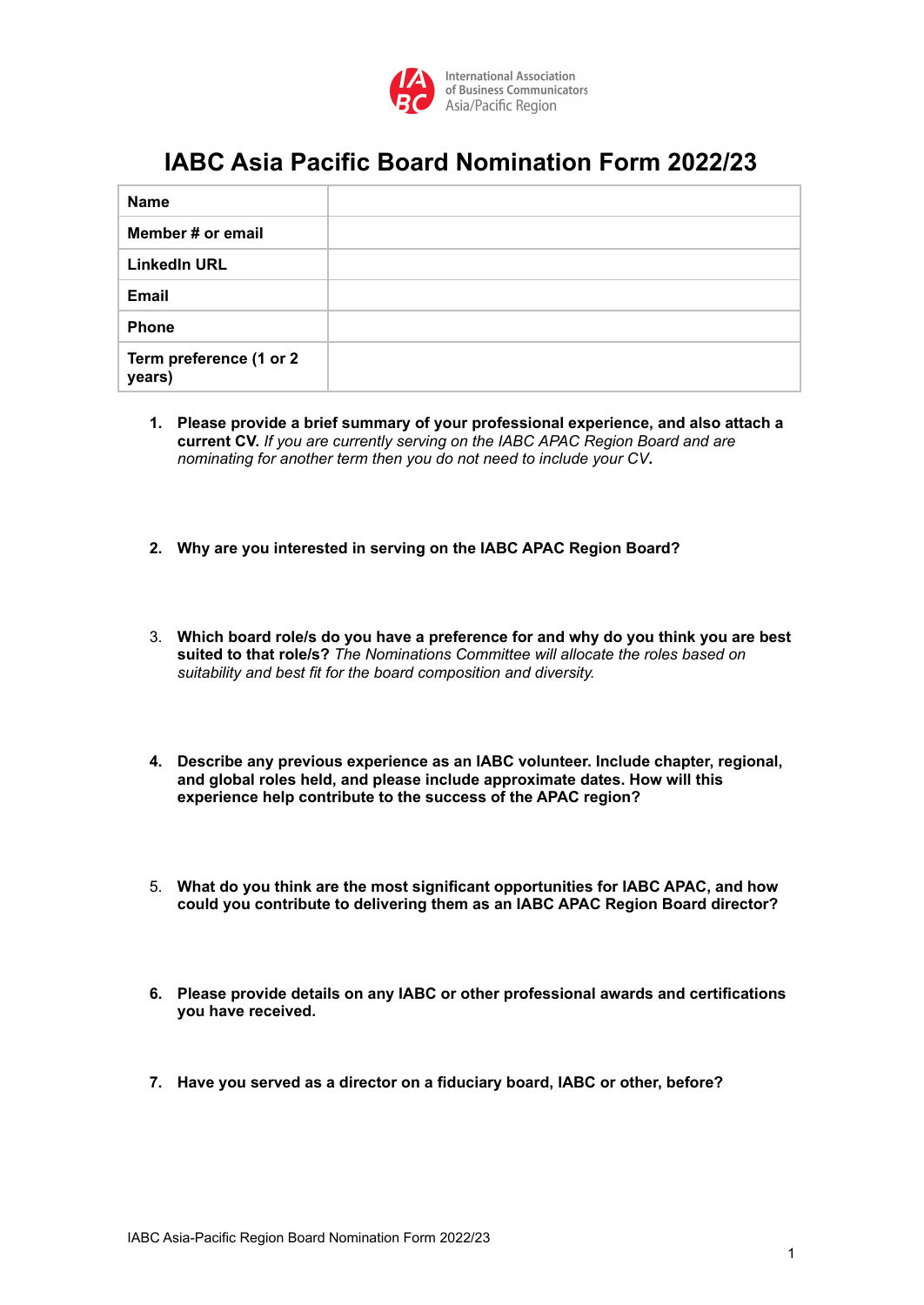International Association of Business Communicators Asia/Pacific Region

# IABC Asia Pacific Board Nomination Form 2022/23

| | |
|---|---|
| **Name** | |
| **Member # or email** | |
| **LinkedIn URL** | |
| **Email** | |
| **Phone** | |
| **Term preference (1 or 2 years)** | |

1. **Please provide a brief summary of your professional experience, and also attach a current CV.** *If you are currently serving on the IABC APAC Region Board and are nominating for another term then you do not need to include your CV*.

2. **Why are you interested in serving on the IABC APAC Region Board?**

3. **Which board role/s do you have a preference for and why do you think you are best suited to that role/s?** *The Nominations Committee will allocate the roles based on suitability and best fit for the board composition and diversity.*

4. **Describe any previous experience as an IABC volunteer. Include chapter, regional, and global roles held, and please include approximate dates. How will this experience help contribute to the success of the APAC region?**

5. **What do you think are the most significant opportunities for IABC APAC, and how could you contribute to delivering them as an IABC APAC Region Board director?**

6. **Please provide details on any IABC or other professional awards and certifications you have received.**

7. **Have you served as a director on a fiduciary board, IABC or other, before?**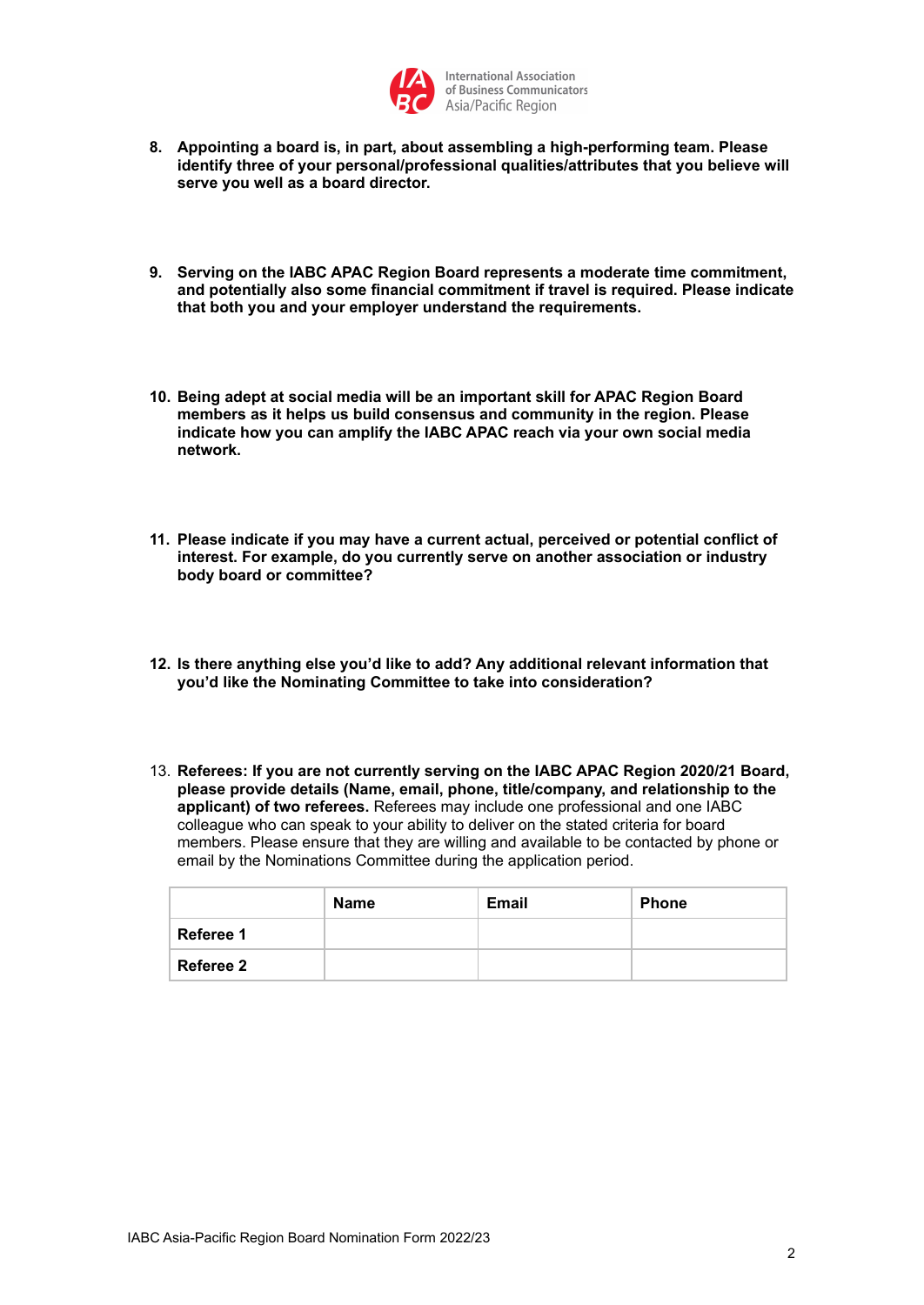8. **Appointing a board is, in part, about assembling a high-performing team. Please identify three of your personal/professional qualities/attributes that you believe will serve you well as a board director.**

9. **Serving on the IABC APAC Region Board represents a moderate time commitment, and potentially also some financial commitment if travel is required. Please indicate that both you and your employer understand the requirements.**

10. **Being adept at social media will be an important skill for APAC Region Board members as it helps us build consensus and community in the region. Please indicate how you can amplify the IABC APAC reach via your own social media network.**

11. **Please indicate if you may have a current actual, perceived or potential conflict of interest. For example, do you currently serve on another association or industry body board or committee?**

12. **Is there anything else you'd like to add? Any additional relevant information that you'd like the Nominating Committee to take into consideration?**

13. **Referees: If you are not currently serving on the IABC APAC Region 2020/21 Board, please provide details (Name, email, phone, title/company, and relationship to the applicant) of two referees.** Referees may include one professional and one IABC colleague who can speak to your ability to deliver on the stated criteria for board members. Please ensure that they are willing and available to be contacted by phone or email by the Nominations Committee during the application period.

| | **Name** | **Email** | **Phone** |
|---|---|---|---|
| **Referee 1** | | | |
| **Referee 2** | | | |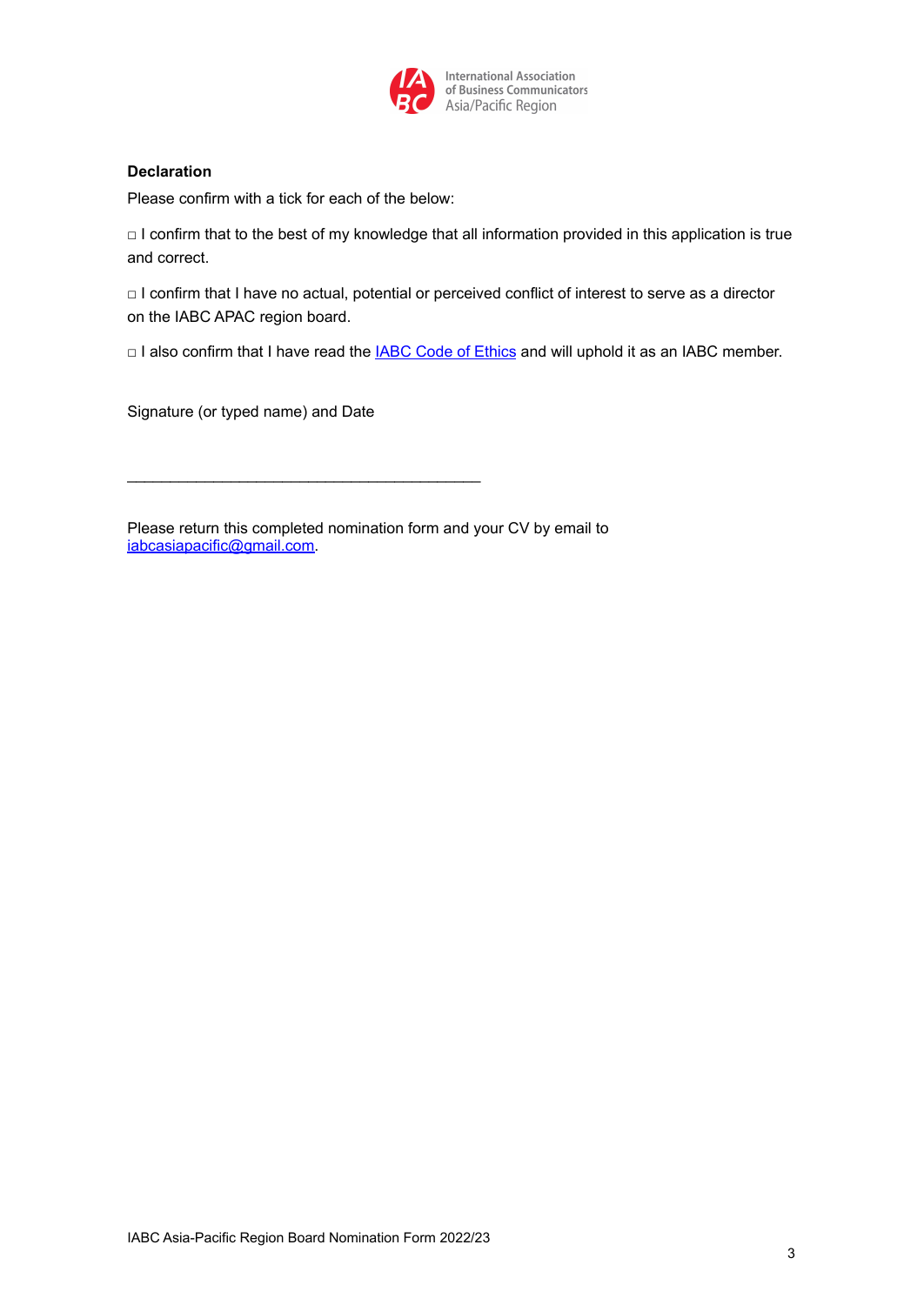**Declaration**

Please confirm with a tick for each of the below:

□ I confirm that to the best of my knowledge that all information provided in this application is true and correct.

□ I confirm that I have no actual, potential or perceived conflict of interest to serve as a director on the IABC APAC region board.

□ I also confirm that I have read the IABC Code of Ethics and will uphold it as an IABC member.

Signature (or typed name) and Date

\_\_\_\_\_\_\_\_\_\_\_\_\_\_\_\_\_\_\_\_\_\_\_\_\_\_\_\_\_\_\_\_\_\_\_\_\_\_\_\_\_

Please return this completed nomination form and your CV by email to iabcasiapacific@gmail.com.